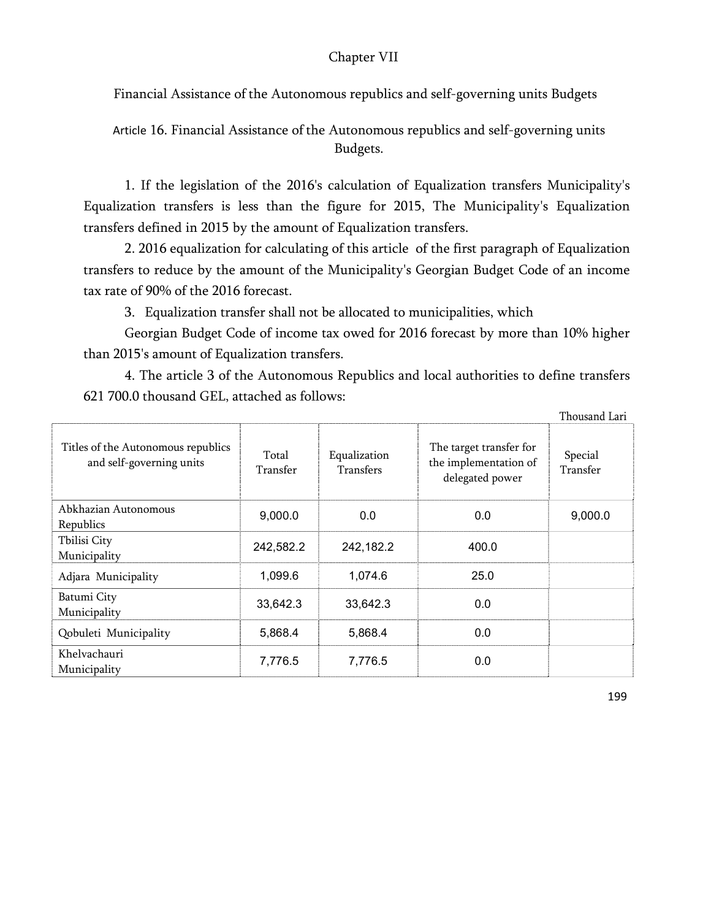# Chapter VII

## Financial Assistance of the Autonomous republics and self-governing units Budgets

### Article 16. Financial Assistance of the Autonomous republics and self-governing units Budgets.

1. If the legislation of the 2016's calculation of Equalization transfers Municipality's Equalization transfers is less than the figure for 2015, The Municipality's Equalization transfers defined in 2015 by the amount of Equalization transfers.

2. 2016 equalization for calculating of this article of the first paragraph of Equalization transfers to reduce by the amount of the Municipality's Georgian Budget Code of an income tax rate of 90% of the 2016 forecast.

3. Equalization transfer shall not be allocated to municipalities, which Georgian Budget Code of income tax owed for 2016 forecast by more than 10% higher than 2015's amount of Equalization transfers.

4. The article 3 of the Autonomous Republics and local authorities to define transfers 621 700.0 thousand GEL, attached as follows:

Thousand Lari

| Titles of the Autonomous republics and self-governing units | Total Transfer | Equalization Transfers | The target transfer for the implementation of delegated power | Special Transfer |
|---|---|---|---|---|
| Abkhazian Autonomous Republics | 9,000.0 | 0.0 | 0.0 | 9,000.0 |
| Tbilisi City Municipality | 242,582.2 | 242,182.2 | 400.0 | |
| Adjara Municipality | 1,099.6 | 1,074.6 | 25.0 | |
| Batumi City Municipality | 33,642.3 | 33,642.3 | 0.0 | |
| Qobuleti Municipality | 5,868.4 | 5,868.4 | 0.0 | |
| Khelvachauri Municipality | 7,776.5 | 7,776.5 | 0.0 | |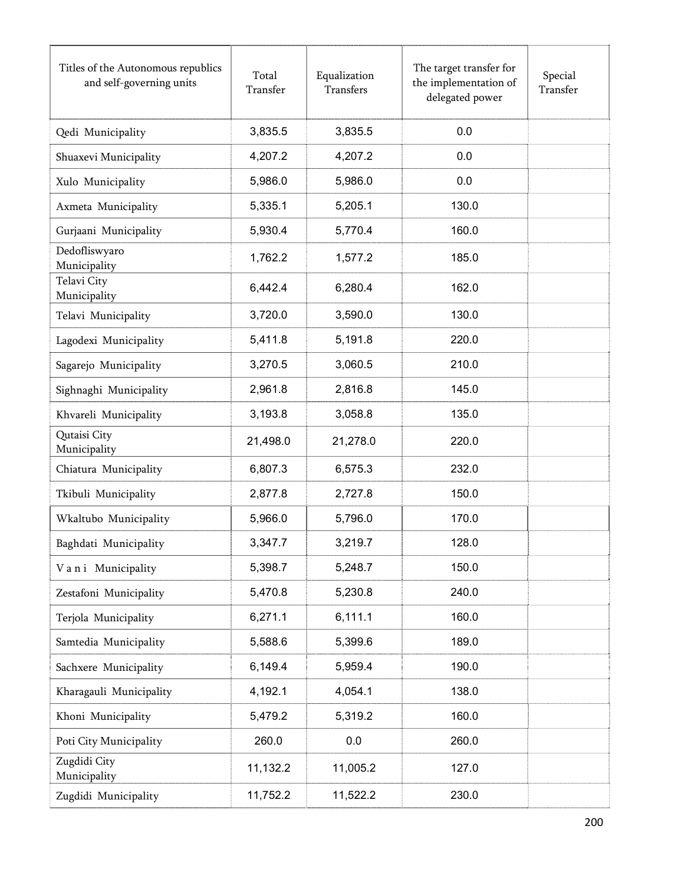| Titles of the Autonomous republics and self-governing units | Total Transfer | Equalization Transfers | The target transfer for the implementation of delegated power | Special Transfer |
|---|---|---|---|---|
| Qedi Municipality | 3,835.5 | 3,835.5 | 0.0 | |
| Shuaxevi Municipality | 4,207.2 | 4,207.2 | 0.0 | |
| Xulo Municipality | 5,986.0 | 5,986.0 | 0.0 | |
| Axmeta Municipality | 5,335.1 | 5,205.1 | 130.0 | |
| Gurjaani Municipality | 5,930.4 | 5,770.4 | 160.0 | |
| Dedofliswyaro Municipality | 1,762.2 | 1,577.2 | 185.0 | |
| Telavi City Municipality | 6,442.4 | 6,280.4 | 162.0 | |
| Telavi Municipality | 3,720.0 | 3,590.0 | 130.0 | |
| Lagodexi Municipality | 5,411.8 | 5,191.8 | 220.0 | |
| Sagarejo Municipality | 3,270.5 | 3,060.5 | 210.0 | |
| Sighnaghi Municipality | 2,961.8 | 2,816.8 | 145.0 | |
| Khvareli Municipality | 3,193.8 | 3,058.8 | 135.0 | |
| Qutaisi City Municipality | 21,498.0 | 21,278.0 | 220.0 | |
| Chiatura Municipality | 6,807.3 | 6,575.3 | 232.0 | |
| Tkibuli Municipality | 2,877.8 | 2,727.8 | 150.0 | |
| Wkaltubo Municipality | 5,966.0 | 5,796.0 | 170.0 | |
| Baghdati Municipality | 3,347.7 | 3,219.7 | 128.0 | |
| V a n i Municipality | 5,398.7 | 5,248.7 | 150.0 | |
| Zestafoni Municipality | 5,470.8 | 5,230.8 | 240.0 | |
| Terjola Municipality | 6,271.1 | 6,111.1 | 160.0 | |
| Samtedia Municipality | 5,588.6 | 5,399.6 | 189.0 | |
| Sachxere Municipality | 6,149.4 | 5,959.4 | 190.0 | |
| Kharagauli Municipality | 4,192.1 | 4,054.1 | 138.0 | |
| Khoni Municipality | 5,479.2 | 5,319.2 | 160.0 | |
| Poti City Municipality | 260.0 | 0.0 | 260.0 | |
| Zugdidi City Municipality | 11,132.2 | 11,005.2 | 127.0 | |
| Zugdidi Municipality | 11,752.2 | 11,522.2 | 230.0 | |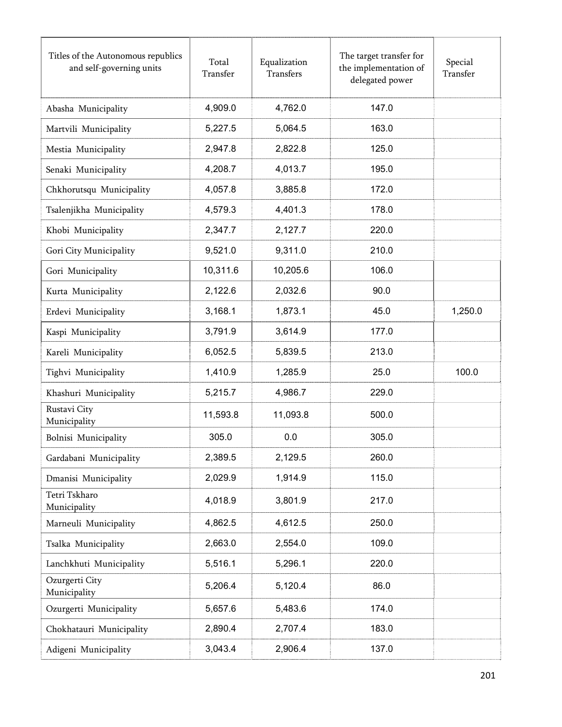| Titles of the Autonomous republics and self-governing units | Total Transfer | Equalization Transfers | The target transfer for the implementation of delegated power | Special Transfer |
|---|---|---|---|---|
| Abasha Municipality | 4,909.0 | 4,762.0 | 147.0 | |
| Martvili Municipality | 5,227.5 | 5,064.5 | 163.0 | |
| Mestia Municipality | 2,947.8 | 2,822.8 | 125.0 | |
| Senaki Municipality | 4,208.7 | 4,013.7 | 195.0 | |
| Chkhorutsqu Municipality | 4,057.8 | 3,885.8 | 172.0 | |
| Tsalenjikha Municipality | 4,579.3 | 4,401.3 | 178.0 | |
| Khobi Municipality | 2,347.7 | 2,127.7 | 220.0 | |
| Gori City Municipality | 9,521.0 | 9,311.0 | 210.0 | |
| Gori Municipality | 10,311.6 | 10,205.6 | 106.0 | |
| Kurta Municipality | 2,122.6 | 2,032.6 | 90.0 | |
| Erdevi Municipality | 3,168.1 | 1,873.1 | 45.0 | 1,250.0 |
| Kaspi Municipality | 3,791.9 | 3,614.9 | 177.0 | |
| Kareli Municipality | 6,052.5 | 5,839.5 | 213.0 | |
| Tighvi Municipality | 1,410.9 | 1,285.9 | 25.0 | 100.0 |
| Khashuri Municipality | 5,215.7 | 4,986.7 | 229.0 | |
| Rustavi City Municipality | 11,593.8 | 11,093.8 | 500.0 | |
| Bolnisi Municipality | 305.0 | 0.0 | 305.0 | |
| Gardabani Municipality | 2,389.5 | 2,129.5 | 260.0 | |
| Dmanisi Municipality | 2,029.9 | 1,914.9 | 115.0 | |
| Tetri Tskharo Municipality | 4,018.9 | 3,801.9 | 217.0 | |
| Marneuli Municipality | 4,862.5 | 4,612.5 | 250.0 | |
| Tsalka Municipality | 2,663.0 | 2,554.0 | 109.0 | |
| Lanchkhuti Municipality | 5,516.1 | 5,296.1 | 220.0 | |
| Ozurgerti City Municipality | 5,206.4 | 5,120.4 | 86.0 | |
| Ozurgerti Municipality | 5,657.6 | 5,483.6 | 174.0 | |
| Chokhatauri Municipality | 2,890.4 | 2,707.4 | 183.0 | |
| Adigeni Municipality | 3,043.4 | 2,906.4 | 137.0 | |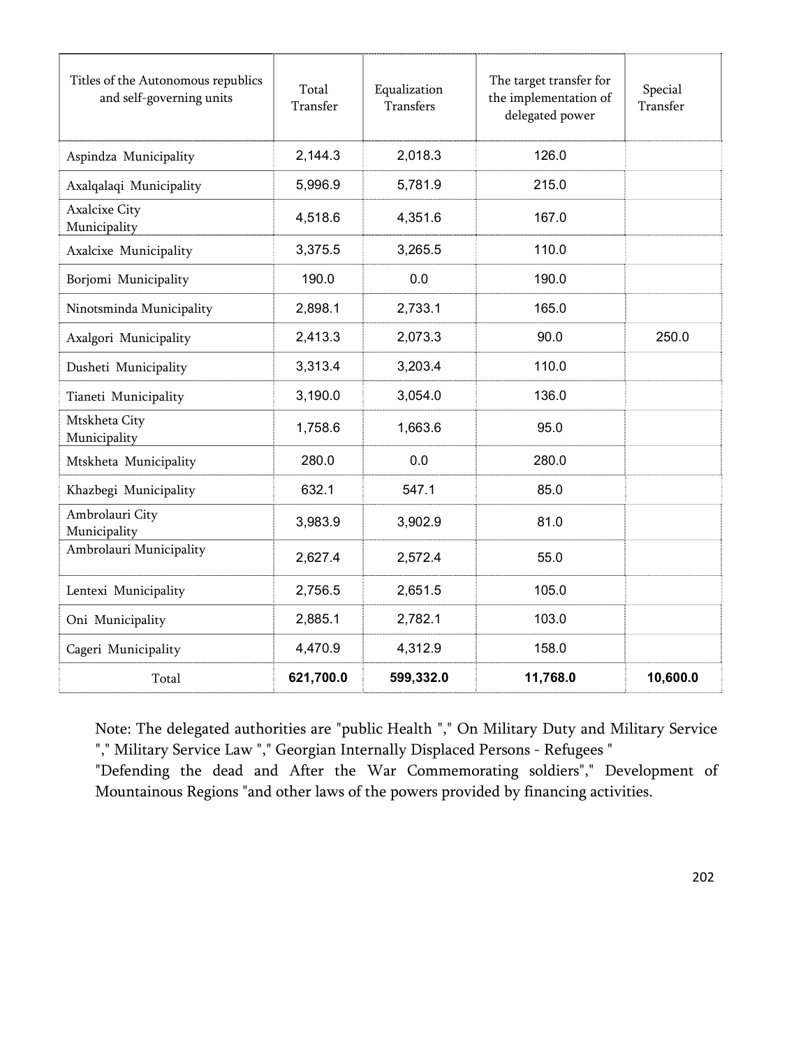| Titles of the Autonomous republics and self-governing units | Total Transfer | Equalization Transfers | The target transfer for the implementation of delegated power | Special Transfer |
|---|---|---|---|---|
| Aspindza Municipality | 2,144.3 | 2,018.3 | 126.0 | |
| Axalqalaqi Municipality | 5,996.9 | 5,781.9 | 215.0 | |
| Axalcixe City Municipality | 4,518.6 | 4,351.6 | 167.0 | |
| Axalcixe Municipality | 3,375.5 | 3,265.5 | 110.0 | |
| Borjomi Municipality | 190.0 | 0.0 | 190.0 | |
| Ninotsminda Municipality | 2,898.1 | 2,733.1 | 165.0 | |
| Axalgori Municipality | 2,413.3 | 2,073.3 | 90.0 | 250.0 |
| Dusheti Municipality | 3,313.4 | 3,203.4 | 110.0 | |
| Tianeti Municipality | 3,190.0 | 3,054.0 | 136.0 | |
| Mtskheta City Municipality | 1,758.6 | 1,663.6 | 95.0 | |
| Mtskheta Municipality | 280.0 | 0.0 | 280.0 | |
| Khazbegi Municipality | 632.1 | 547.1 | 85.0 | |
| Ambrolauri City Municipality | 3,983.9 | 3,902.9 | 81.0 | |
| Ambrolauri Municipality | 2,627.4 | 2,572.4 | 55.0 | |
| Lentexi Municipality | 2,756.5 | 2,651.5 | 105.0 | |
| Oni Municipality | 2,885.1 | 2,782.1 | 103.0 | |
| Cageri Municipality | 4,470.9 | 4,312.9 | 158.0 | |
| Total | **621,700.0** | **599,332.0** | **11,768.0** | **10,600.0** |

Note: The delegated authorities are "public Health "," On Military Duty and Military Service "," Military Service Law "," Georgian Internally Displaced Persons - Refugees " "Defending the dead and After the War Commemorating soldiers"," Development of Mountainous Regions "and other laws of the powers provided by financing activities.